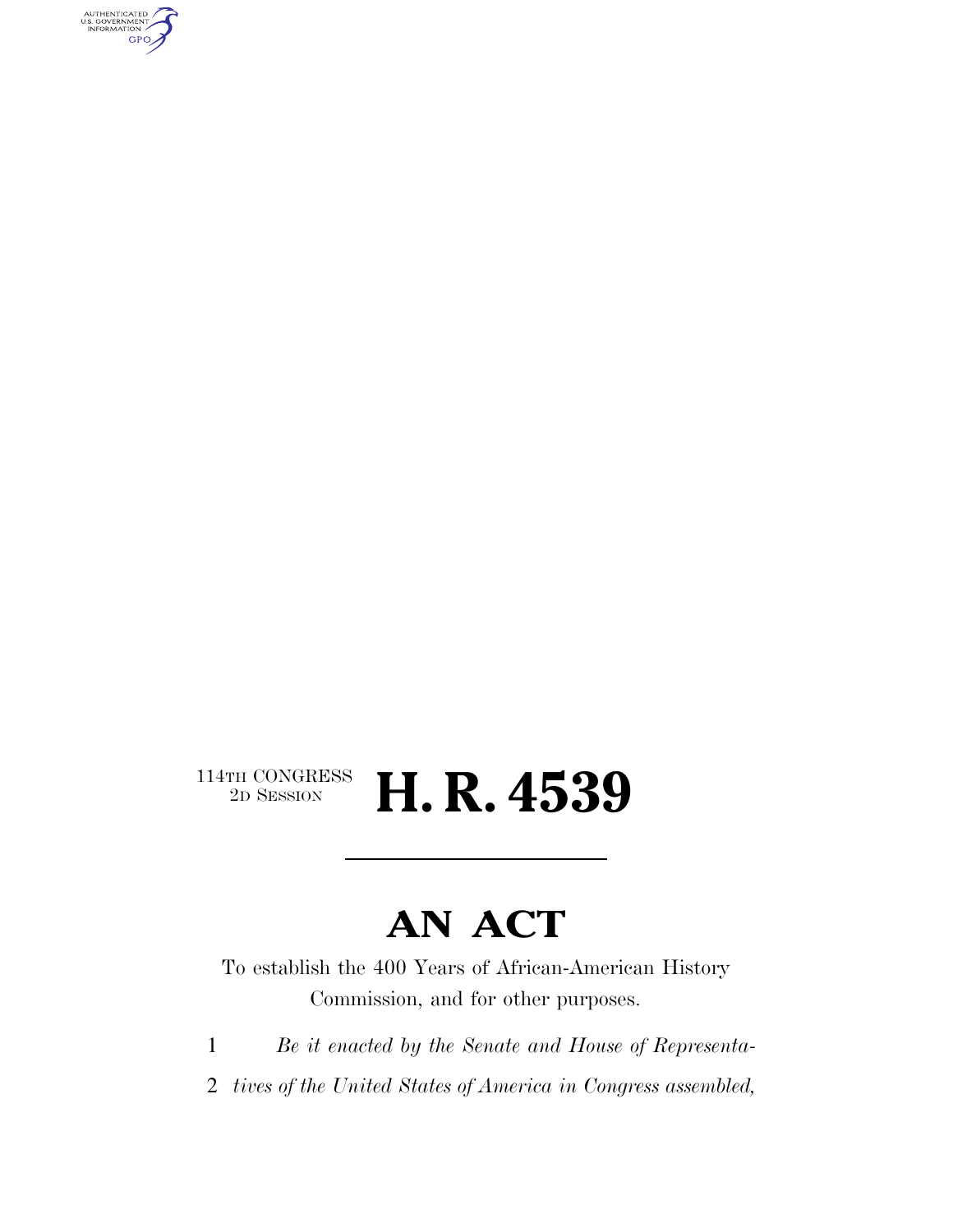114TH CONGRESS
2D SESSION

# H. R. 4539

## AN ACT

To establish the 400 Years of African-American History Commission, and for other purposes.

1 *Be it enacted by the Senate and House of Representa-*
2 *tives of the United States of America in Congress assembled,*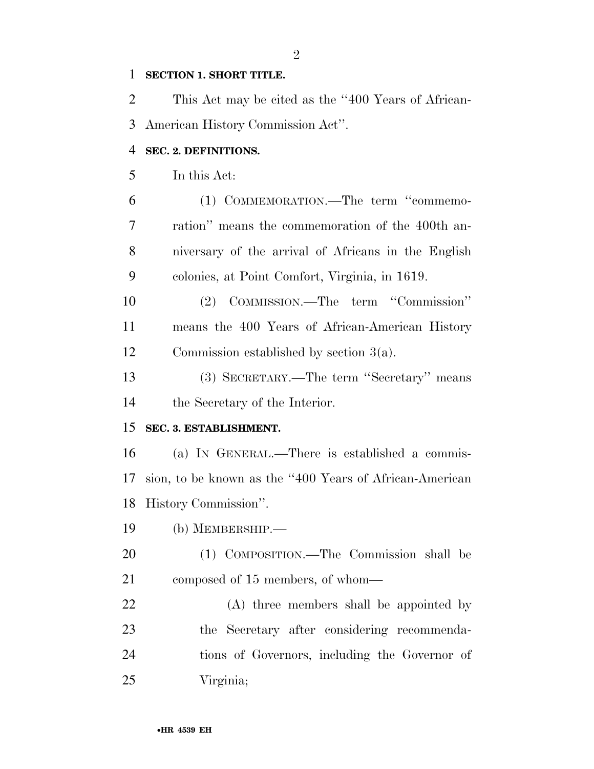**SECTION 1. SHORT TITLE.**

This Act may be cited as the ''400 Years of African-American History Commission Act''.

**SEC. 2. DEFINITIONS.**

In this Act:

(1) COMMEMORATION.—The term ''commemoration'' means the commemoration of the 400th anniversary of the arrival of Africans in the English colonies, at Point Comfort, Virginia, in 1619.

(2) COMMISSION.—The term ''Commission'' means the 400 Years of African-American History Commission established by section 3(a).

(3) SECRETARY.—The term ''Secretary'' means the Secretary of the Interior.

**SEC. 3. ESTABLISHMENT.**

(a) IN GENERAL.—There is established a commission, to be known as the ''400 Years of African-American History Commission''.

(b) MEMBERSHIP.—

(1) COMPOSITION.—The Commission shall be composed of 15 members, of whom—

(A) three members shall be appointed by the Secretary after considering recommendations of Governors, including the Governor of Virginia;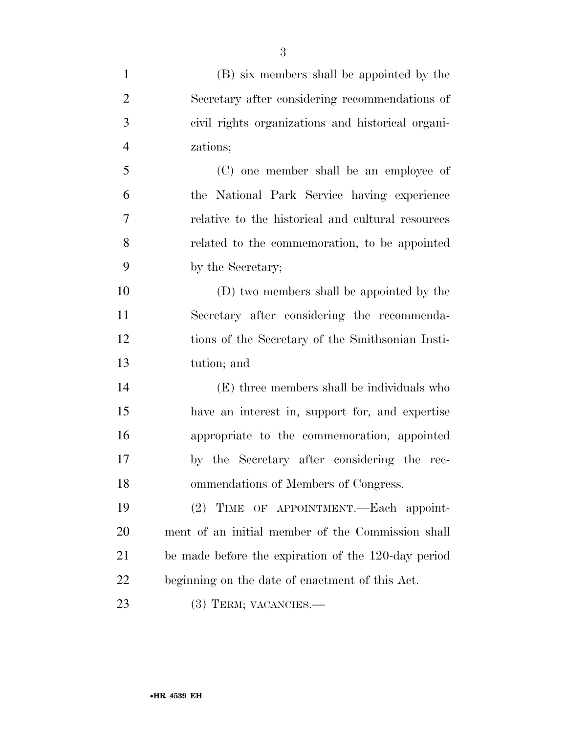(B) six members shall be appointed by the Secretary after considering recommendations of civil rights organizations and historical organizations;

(C) one member shall be an employee of the National Park Service having experience relative to the historical and cultural resources related to the commemoration, to be appointed by the Secretary;

(D) two members shall be appointed by the Secretary after considering the recommendations of the Secretary of the Smithsonian Institution; and

(E) three members shall be individuals who have an interest in, support for, and expertise appropriate to the commemoration, appointed by the Secretary after considering the recommendations of Members of Congress.

(2) TIME OF APPOINTMENT.—Each appointment of an initial member of the Commission shall be made before the expiration of the 120-day period beginning on the date of enactment of this Act.

(3) TERM; VACANCIES.—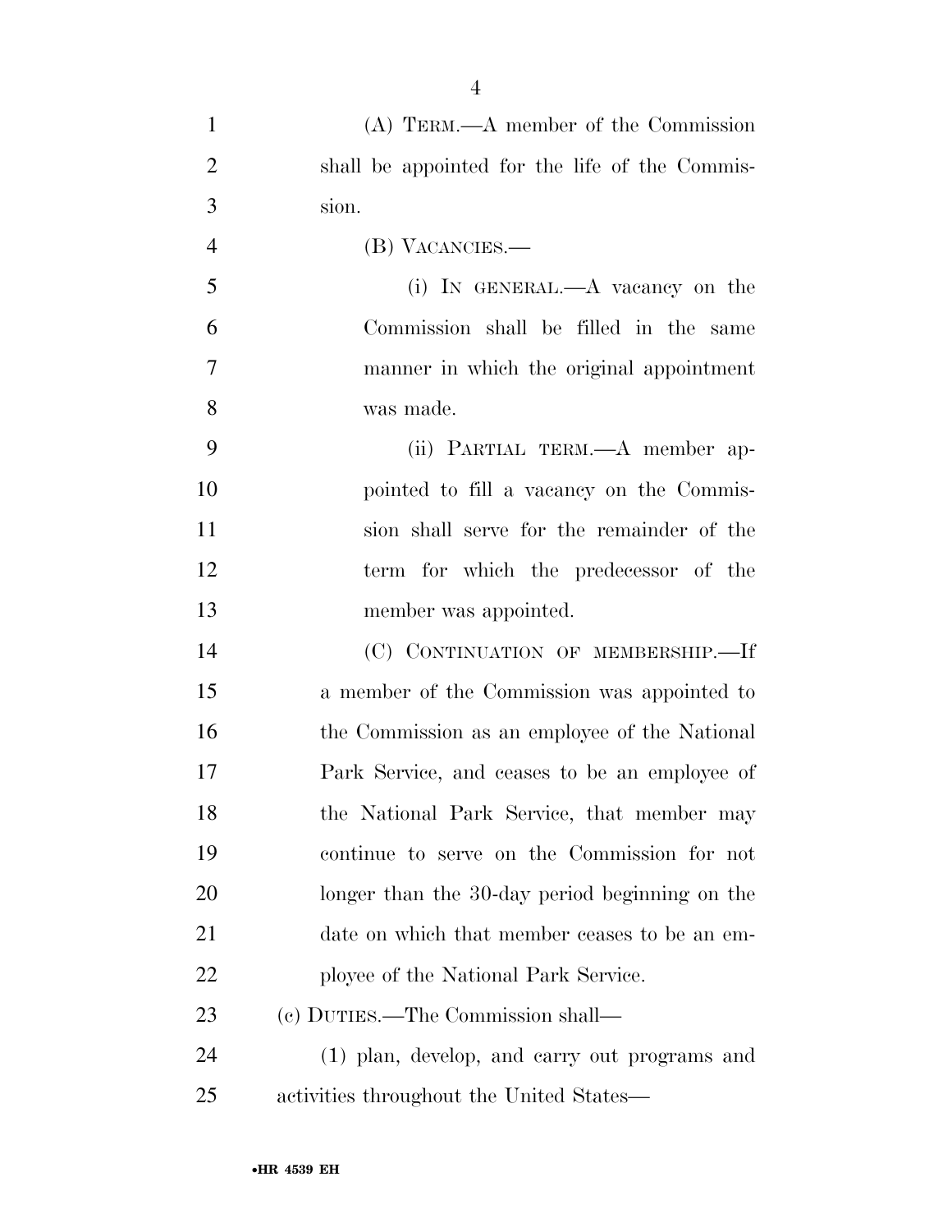(A) TERM.—A member of the Commission shall be appointed for the life of the Commission.

(B) VACANCIES.—

(i) IN GENERAL.—A vacancy on the Commission shall be filled in the same manner in which the original appointment was made.

(ii) PARTIAL TERM.—A member appointed to fill a vacancy on the Commission shall serve for the remainder of the term for which the predecessor of the member was appointed.

(C) CONTINUATION OF MEMBERSHIP.—If a member of the Commission was appointed to the Commission as an employee of the National Park Service, and ceases to be an employee of the National Park Service, that member may continue to serve on the Commission for not longer than the 30-day period beginning on the date on which that member ceases to be an employee of the National Park Service.

(c) DUTIES.—The Commission shall—

(1) plan, develop, and carry out programs and activities throughout the United States—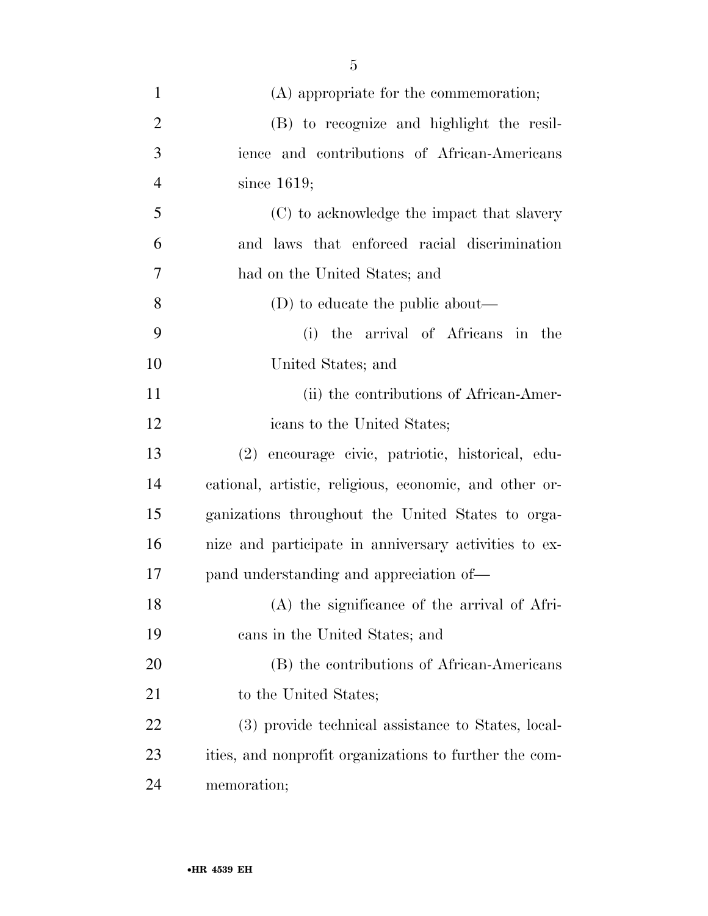(A) appropriate for the commemoration;

(B) to recognize and highlight the resilience and contributions of African-Americans since 1619;

(C) to acknowledge the impact that slavery and laws that enforced racial discrimination had on the United States; and

(D) to educate the public about—

(i) the arrival of Africans in the United States; and

(ii) the contributions of African-Americans to the United States;

(2) encourage civic, patriotic, historical, educational, artistic, religious, economic, and other organizations throughout the United States to organize and participate in anniversary activities to expand understanding and appreciation of—

(A) the significance of the arrival of Africans in the United States; and

(B) the contributions of African-Americans to the United States;

(3) provide technical assistance to States, localities, and nonprofit organizations to further the commemoration;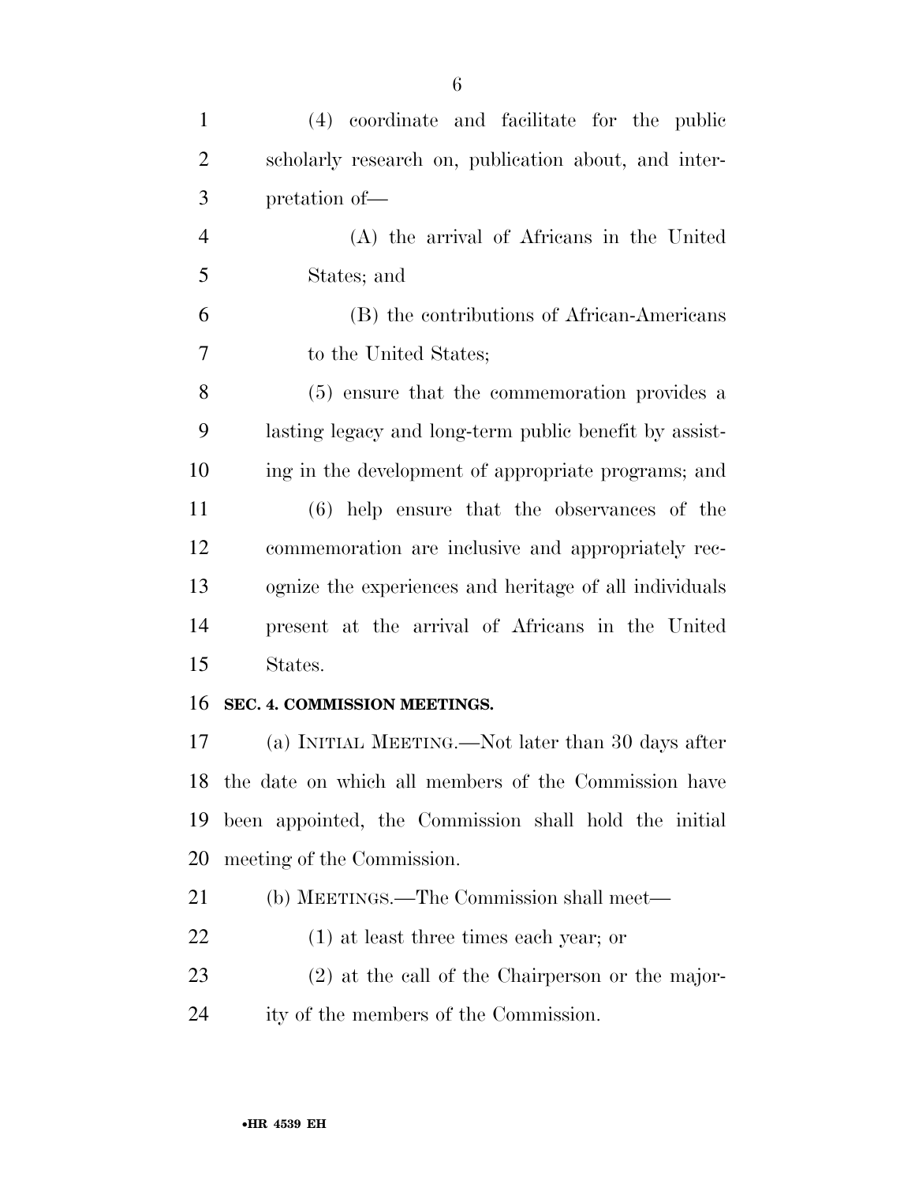(4) coordinate and facilitate for the public scholarly research on, publication about, and interpretation of—

(A) the arrival of Africans in the United States; and

(B) the contributions of African-Americans to the United States;

(5) ensure that the commemoration provides a lasting legacy and long-term public benefit by assisting in the development of appropriate programs; and

(6) help ensure that the observances of the commemoration are inclusive and appropriately recognize the experiences and heritage of all individuals present at the arrival of Africans in the United States.

**SEC. 4. COMMISSION MEETINGS.**

(a) INITIAL MEETING.—Not later than 30 days after the date on which all members of the Commission have been appointed, the Commission shall hold the initial meeting of the Commission.

(b) MEETINGS.—The Commission shall meet—

(1) at least three times each year; or

(2) at the call of the Chairperson or the majority of the members of the Commission.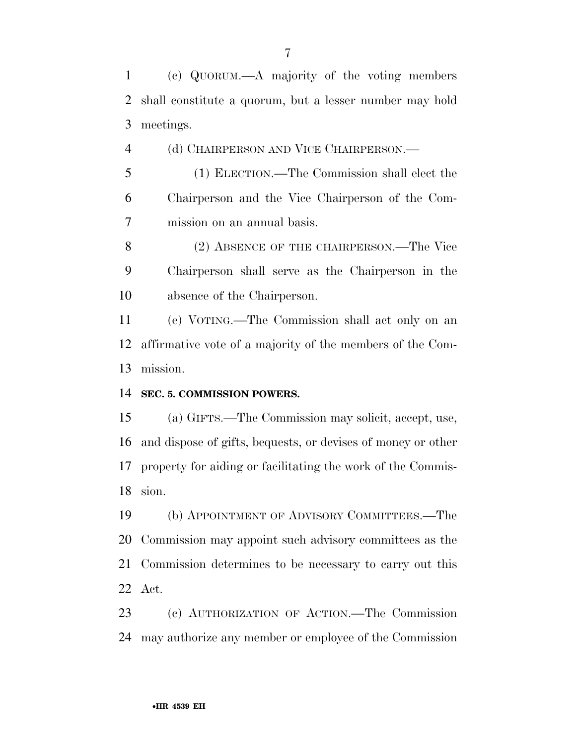(c) QUORUM.—A majority of the voting members shall constitute a quorum, but a lesser number may hold meetings.

(d) CHAIRPERSON AND VICE CHAIRPERSON.—

(1) ELECTION.—The Commission shall elect the Chairperson and the Vice Chairperson of the Commission on an annual basis.

(2) ABSENCE OF THE CHAIRPERSON.—The Vice Chairperson shall serve as the Chairperson in the absence of the Chairperson.

(e) VOTING.—The Commission shall act only on an affirmative vote of a majority of the members of the Commission.

**SEC. 5. COMMISSION POWERS.**

(a) GIFTS.—The Commission may solicit, accept, use, and dispose of gifts, bequests, or devises of money or other property for aiding or facilitating the work of the Commission.

(b) APPOINTMENT OF ADVISORY COMMITTEES.—The Commission may appoint such advisory committees as the Commission determines to be necessary to carry out this Act.

(c) AUTHORIZATION OF ACTION.—The Commission may authorize any member or employee of the Commission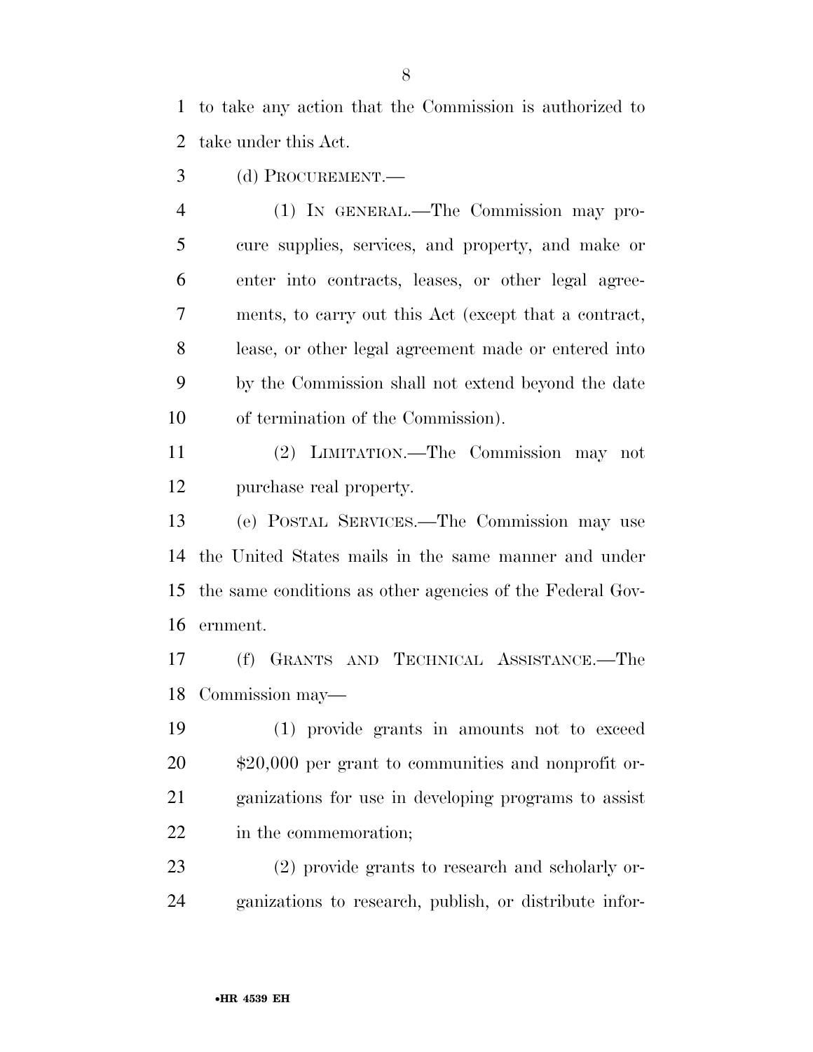to take any action that the Commission is authorized to take under this Act.

(d) PROCUREMENT.—

(1) IN GENERAL.—The Commission may procure supplies, services, and property, and make or enter into contracts, leases, or other legal agreements, to carry out this Act (except that a contract, lease, or other legal agreement made or entered into by the Commission shall not extend beyond the date of termination of the Commission).

(2) LIMITATION.—The Commission may not purchase real property.

(e) POSTAL SERVICES.—The Commission may use the United States mails in the same manner and under the same conditions as other agencies of the Federal Government.

(f) GRANTS AND TECHNICAL ASSISTANCE.—The Commission may—

(1) provide grants in amounts not to exceed $20,000 per grant to communities and nonprofit organizations for use in developing programs to assist in the commemoration;

(2) provide grants to research and scholarly organizations to research, publish, or distribute infor-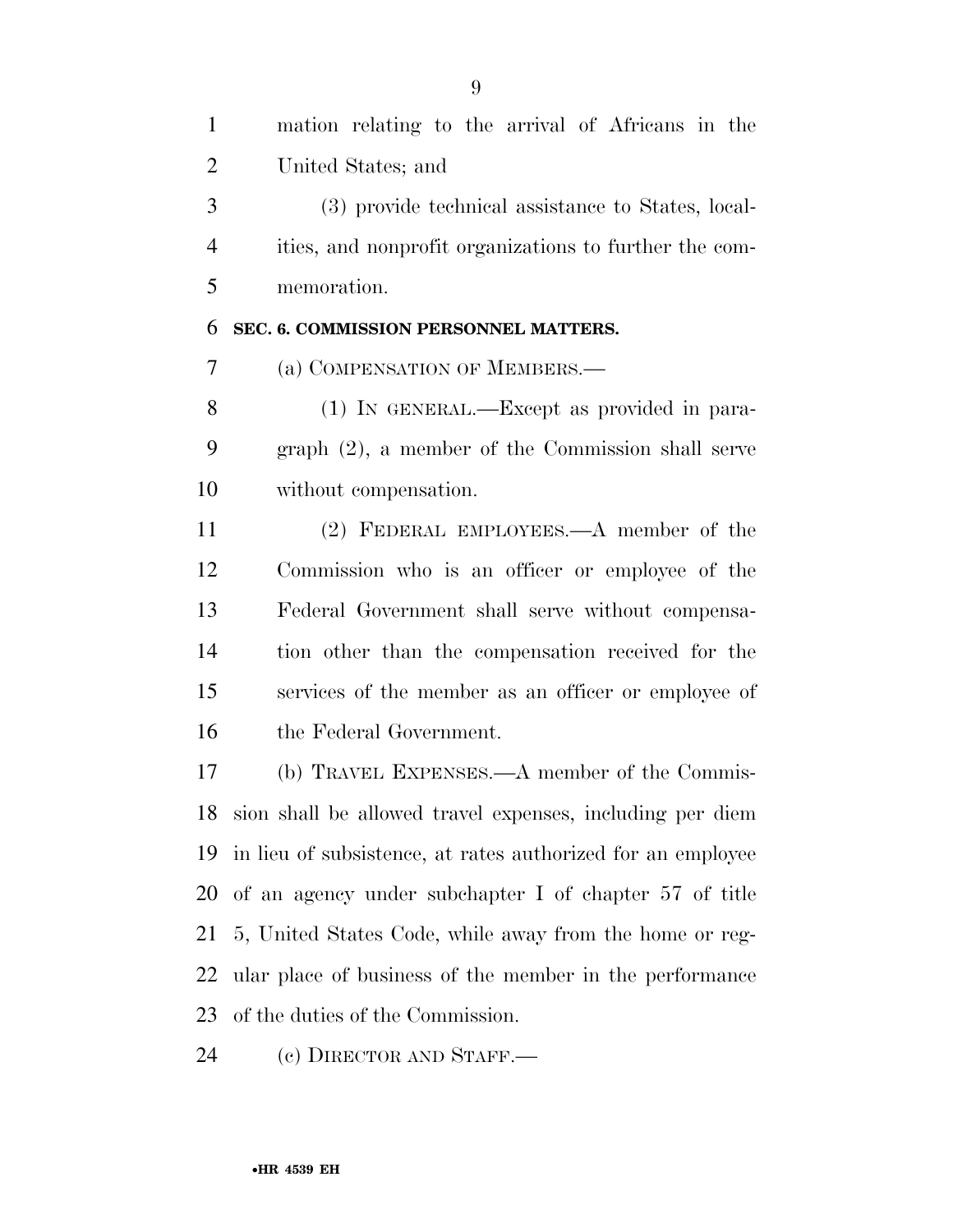mation relating to the arrival of Africans in the United States; and

(3) provide technical assistance to States, localities, and nonprofit organizations to further the commemoration.

**SEC. 6. COMMISSION PERSONNEL MATTERS.**

(a) COMPENSATION OF MEMBERS.—

(1) IN GENERAL.—Except as provided in paragraph (2), a member of the Commission shall serve without compensation.

(2) FEDERAL EMPLOYEES.—A member of the Commission who is an officer or employee of the Federal Government shall serve without compensation other than the compensation received for the services of the member as an officer or employee of the Federal Government.

(b) TRAVEL EXPENSES.—A member of the Commission shall be allowed travel expenses, including per diem in lieu of subsistence, at rates authorized for an employee of an agency under subchapter I of chapter 57 of title 5, United States Code, while away from the home or regular place of business of the member in the performance of the duties of the Commission.

(c) DIRECTOR AND STAFF.—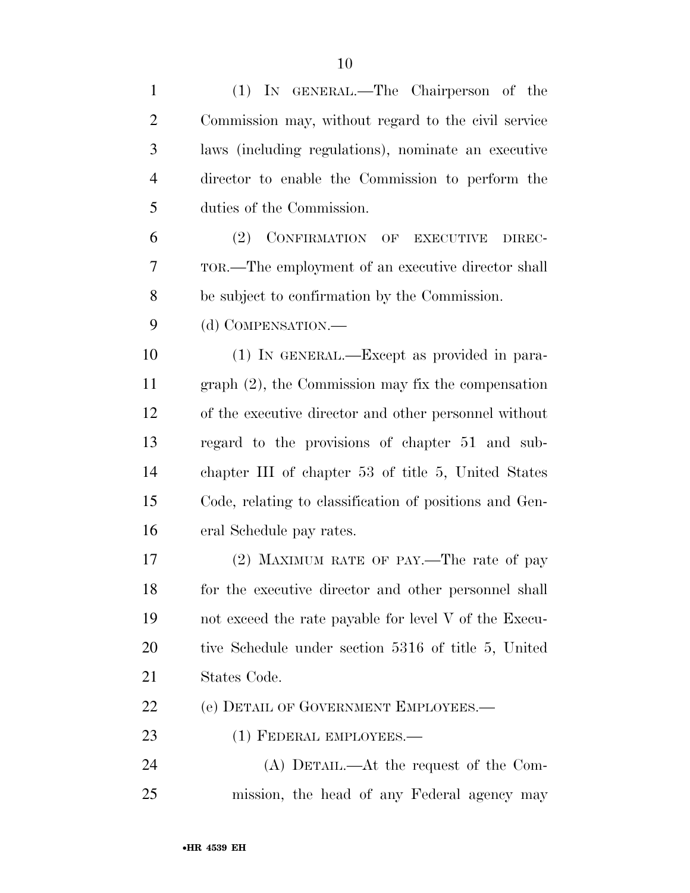(1) IN GENERAL.—The Chairperson of the Commission may, without regard to the civil service laws (including regulations), nominate an executive director to enable the Commission to perform the duties of the Commission.

(2) CONFIRMATION OF EXECUTIVE DIRECTOR.—The employment of an executive director shall be subject to confirmation by the Commission.

(d) COMPENSATION.—

(1) IN GENERAL.—Except as provided in paragraph (2), the Commission may fix the compensation of the executive director and other personnel without regard to the provisions of chapter 51 and subchapter III of chapter 53 of title 5, United States Code, relating to classification of positions and General Schedule pay rates.

(2) MAXIMUM RATE OF PAY.—The rate of pay for the executive director and other personnel shall not exceed the rate payable for level V of the Executive Schedule under section 5316 of title 5, United States Code.

(e) DETAIL OF GOVERNMENT EMPLOYEES.—

(1) FEDERAL EMPLOYEES.—

(A) DETAIL.—At the request of the Commission, the head of any Federal agency may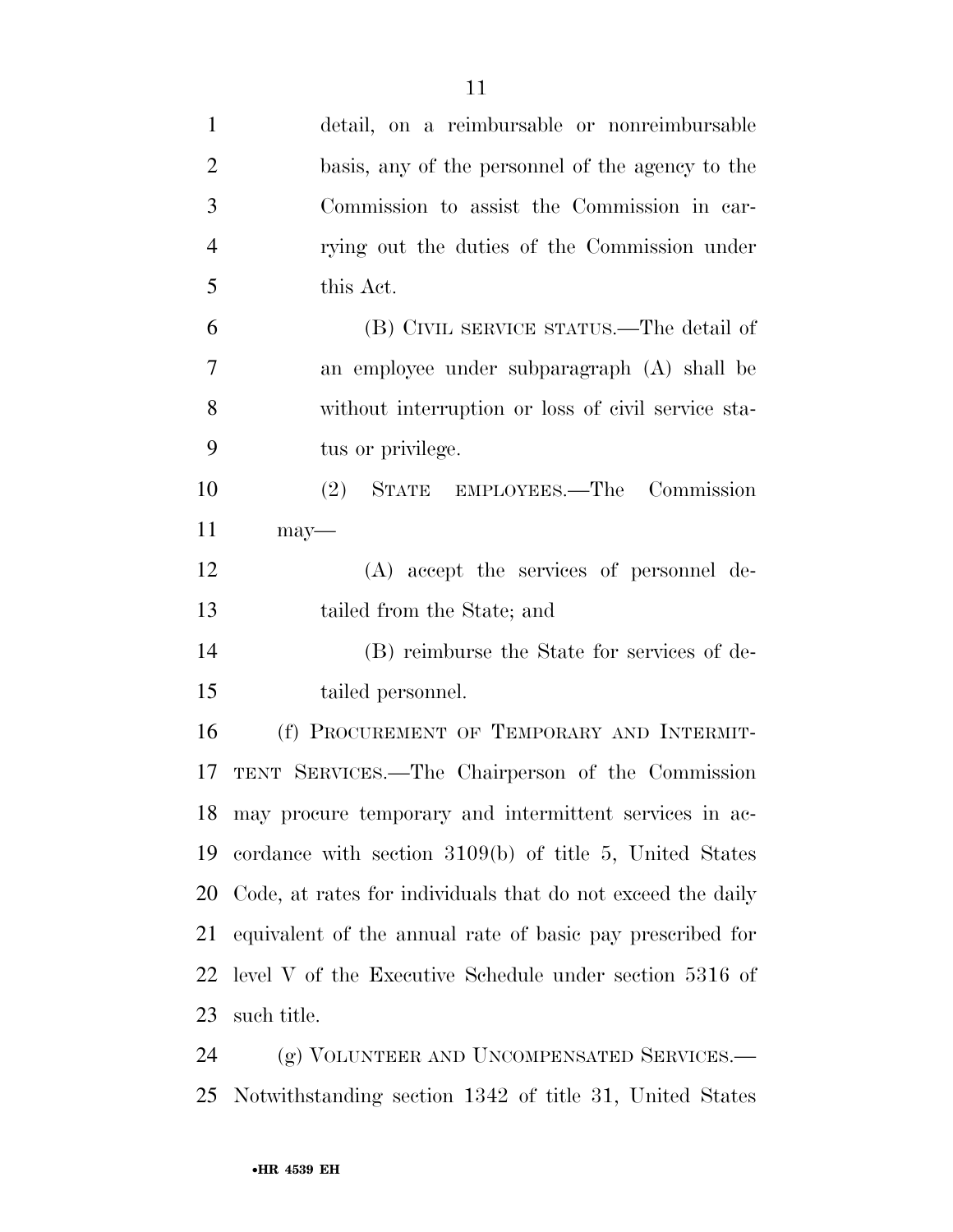detail, on a reimbursable or nonreimbursable basis, any of the personnel of the agency to the Commission to assist the Commission in carrying out the duties of the Commission under this Act.

(B) CIVIL SERVICE STATUS.—The detail of an employee under subparagraph (A) shall be without interruption or loss of civil service status or privilege.

(2) STATE EMPLOYEES.—The Commission may—

(A) accept the services of personnel detailed from the State; and

(B) reimburse the State for services of detailed personnel.

(f) PROCUREMENT OF TEMPORARY AND INTERMITTENT SERVICES.—The Chairperson of the Commission may procure temporary and intermittent services in accordance with section 3109(b) of title 5, United States Code, at rates for individuals that do not exceed the daily equivalent of the annual rate of basic pay prescribed for level V of the Executive Schedule under section 5316 of such title.

(g) VOLUNTEER AND UNCOMPENSATED SERVICES.— Notwithstanding section 1342 of title 31, United States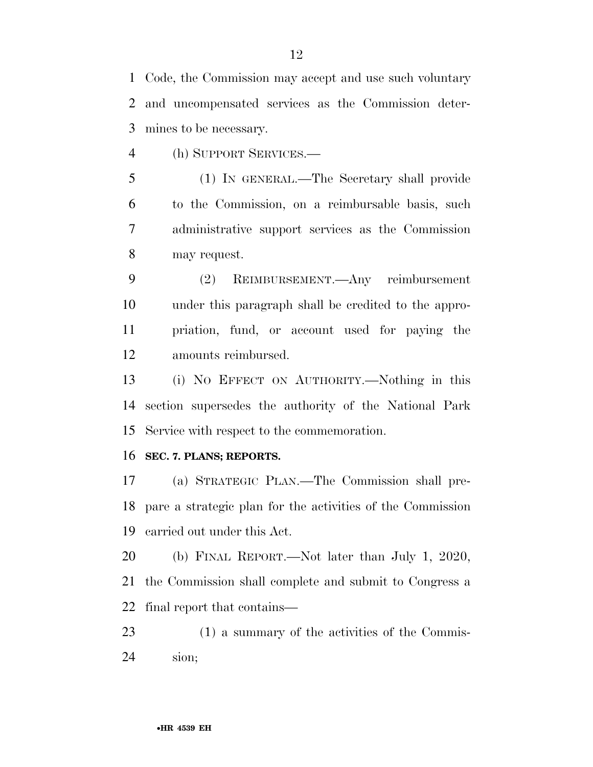Code, the Commission may accept and use such voluntary and uncompensated services as the Commission determines to be necessary.

(h) SUPPORT SERVICES.—

(1) IN GENERAL.—The Secretary shall provide to the Commission, on a reimbursable basis, such administrative support services as the Commission may request.

(2) REIMBURSEMENT.—Any reimbursement under this paragraph shall be credited to the appropriation, fund, or account used for paying the amounts reimbursed.

(i) NO EFFECT ON AUTHORITY.—Nothing in this section supersedes the authority of the National Park Service with respect to the commemoration.

**SEC. 7. PLANS; REPORTS.**

(a) STRATEGIC PLAN.—The Commission shall prepare a strategic plan for the activities of the Commission carried out under this Act.

(b) FINAL REPORT.—Not later than July 1, 2020, the Commission shall complete and submit to Congress a final report that contains—

(1) a summary of the activities of the Commission;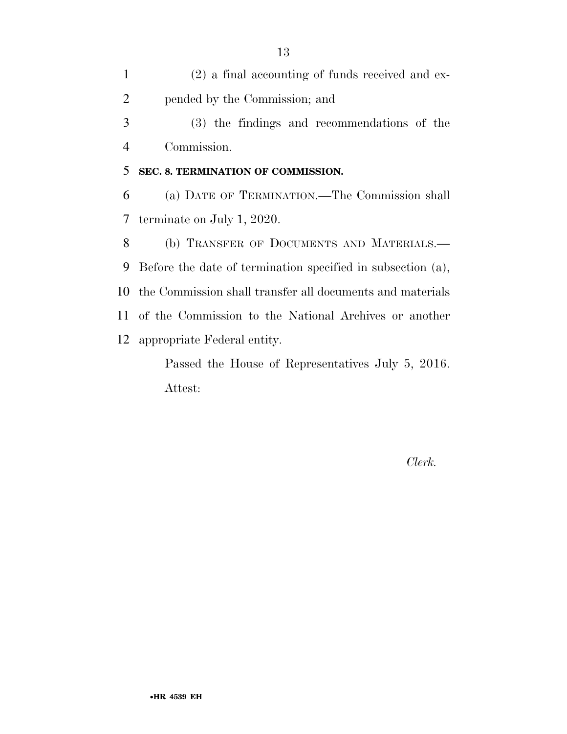(2) a final accounting of funds received and expended by the Commission; and

(3) the findings and recommendations of the Commission.

### SEC. 8. TERMINATION OF COMMISSION.

(a) DATE OF TERMINATION.—The Commission shall terminate on July 1, 2020.

(b) TRANSFER OF DOCUMENTS AND MATERIALS.—Before the date of termination specified in subsection (a), the Commission shall transfer all documents and materials of the Commission to the National Archives or another appropriate Federal entity.

Passed the House of Representatives July 5, 2016.

Attest:

*Clerk.*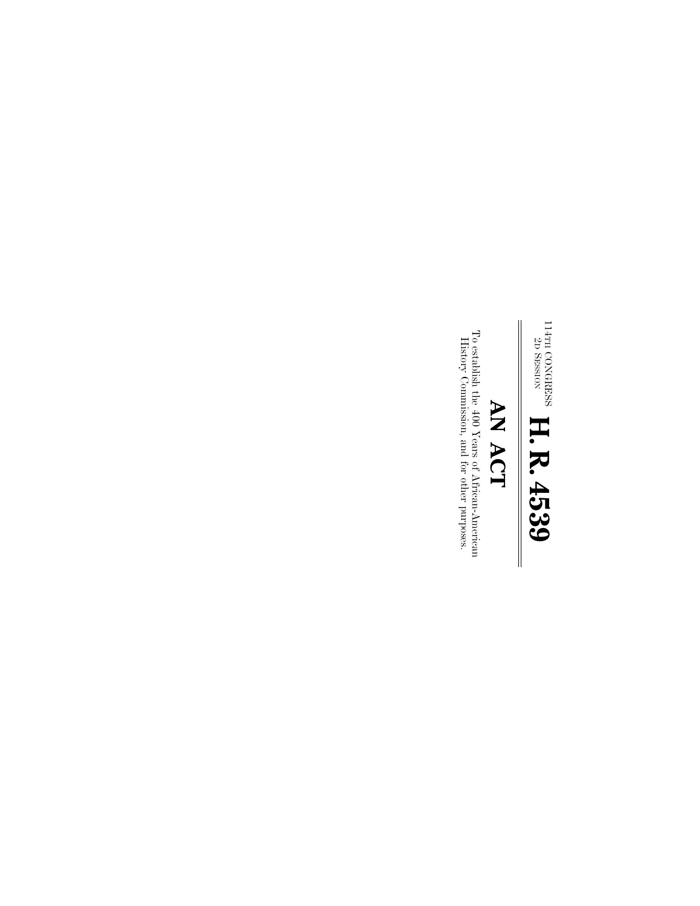114TH CONGRESS
2D SESSION

# H. R. 4539

# AN ACT

To establish the 400 Years of African-American History Commission, and for other purposes.